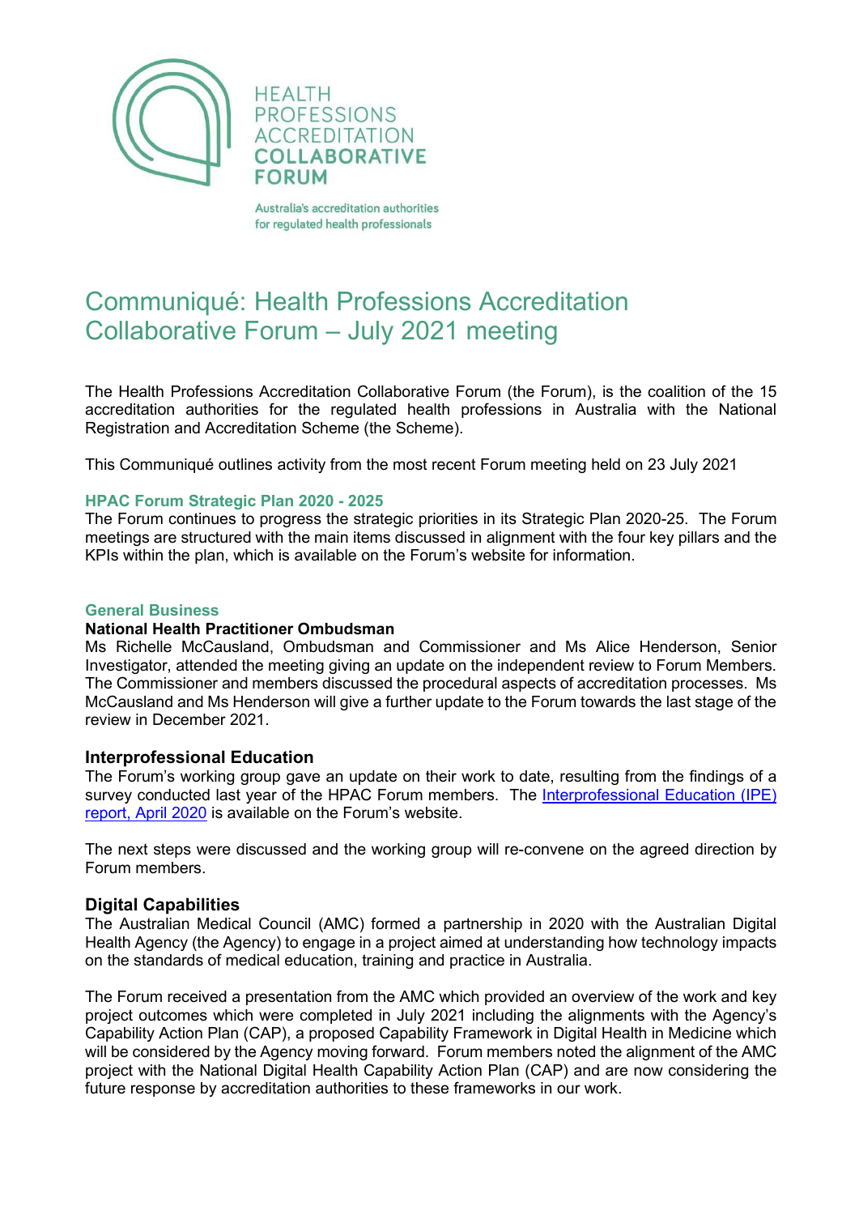HEALTH PROFESSIONS ACCREDITATION **COLLABORATIVE FORUM**

Australia's accreditation authorities for regulated health professionals

# Communiqué: Health Professions Accreditation Collaborative Forum – July 2021 meeting

The Health Professions Accreditation Collaborative Forum (the Forum), is the coalition of the 15 accreditation authorities for the regulated health professions in Australia with the National Registration and Accreditation Scheme (the Scheme).

This Communiqué outlines activity from the most recent Forum meeting held on 23 July 2021

## HPAC Forum Strategic Plan 2020 - 2025

The Forum continues to progress the strategic priorities in its Strategic Plan 2020-25. The Forum meetings are structured with the main items discussed in alignment with the four key pillars and the KPIs within the plan, which is available on the Forum's website for information.

## General Business

### National Health Practitioner Ombudsman

Ms Richelle McCausland, Ombudsman and Commissioner and Ms Alice Henderson, Senior Investigator, attended the meeting giving an update on the independent review to Forum Members. The Commissioner and members discussed the procedural aspects of accreditation processes. Ms McCausland and Ms Henderson will give a further update to the Forum towards the last stage of the review in December 2021.

### Interprofessional Education

The Forum's working group gave an update on their work to date, resulting from the findings of a survey conducted last year of the HPAC Forum members. The Interprofessional Education (IPE) report, April 2020 is available on the Forum's website.

The next steps were discussed and the working group will re-convene on the agreed direction by Forum members.

### Digital Capabilities

The Australian Medical Council (AMC) formed a partnership in 2020 with the Australian Digital Health Agency (the Agency) to engage in a project aimed at understanding how technology impacts on the standards of medical education, training and practice in Australia.

The Forum received a presentation from the AMC which provided an overview of the work and key project outcomes which were completed in July 2021 including the alignments with the Agency's Capability Action Plan (CAP), a proposed Capability Framework in Digital Health in Medicine which will be considered by the Agency moving forward. Forum members noted the alignment of the AMC project with the National Digital Health Capability Action Plan (CAP) and are now considering the future response by accreditation authorities to these frameworks in our work.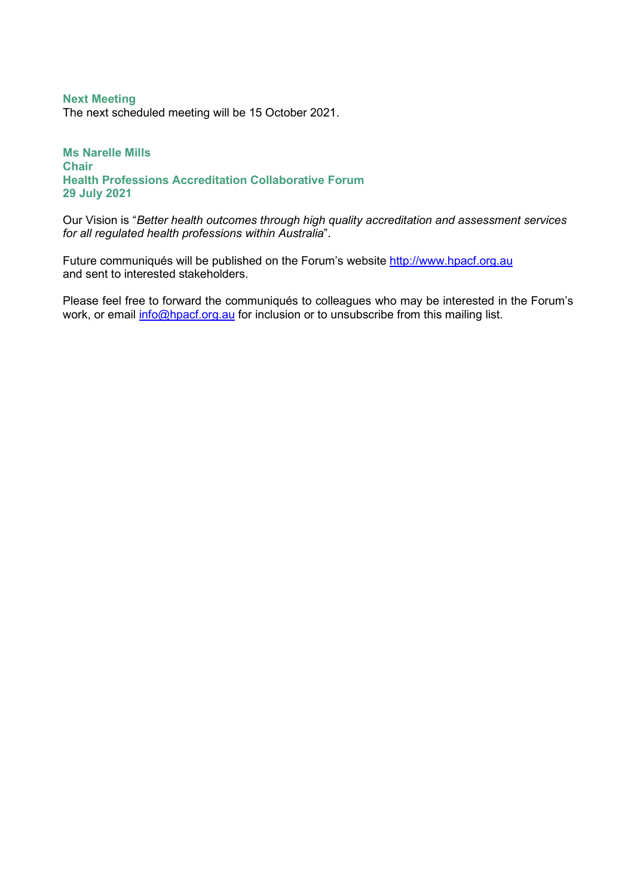**Next Meeting**
The next scheduled meeting will be 15 October 2021.

**Ms Narelle Mills**
**Chair**
**Health Professions Accreditation Collaborative Forum**
**29 July 2021**

Our Vision is "*Better health outcomes through high quality accreditation and assessment services for all regulated health professions within Australia*".

Future communiqués will be published on the Forum's website [http://www.hpacf.org.au](http://www.hpacf.org.au) and sent to interested stakeholders.

Please feel free to forward the communiqués to colleagues who may be interested in the Forum's work, or email [info@hpacf.org.au](mailto:info@hpacf.org.au) for inclusion or to unsubscribe from this mailing list.